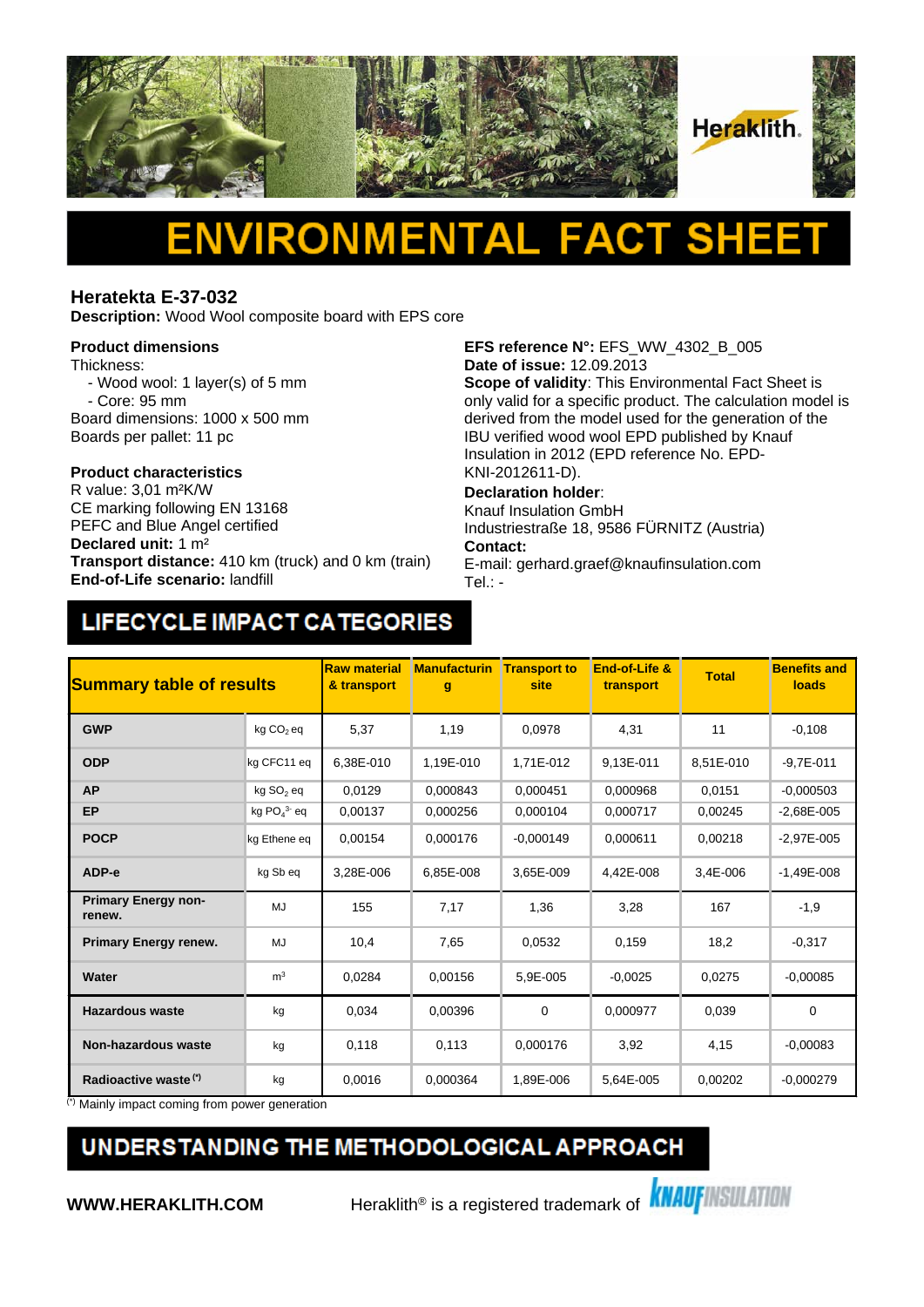# ENVIRONMENTAL FACT SHEET

## Heratekta E-37-032

**Description:** Wood Wool composite board with EPS core

**Product dimensions**
Thickness:
- Wood wool: 1 layer(s) of 5 mm
- Core: 95 mm

Board dimensions: 1000 x 500 mm
Boards per pallet: 11 pc

**Product characteristics**
R value: 3,01 m²K/W
CE marking following EN 13168
PEFC and Blue Angel certified
**Declared unit:** 1 m²
**Transport distance:** 410 km (truck) and 0 km (train)
**End-of-Life scenario:** landfill

**EFS reference N°:** EFS_WW_4302_B_005
**Date of issue:** 12.09.2013
**Scope of validity**: This Environmental Fact Sheet is only valid for a specific product. The calculation model is derived from the model used for the generation of the IBU verified wood wool EPD published by Knauf Insulation in 2012 (EPD reference No. EPD-KNI-2012611-D).
**Declaration holder**:
Knauf Insulation GmbH
Industriestraße 18, 9586 FÜRNITZ (Austria)
**Contact:**
E-mail: gerhard.graef@knaufinsulation.com
Tel.: -

## LIFECYCLE IMPACT CATEGORIES

| Summary table of results | | Raw material & transport | Manufacturing | Transport to site | End-of-Life & transport | Total | Benefits and loads |
|---|---|---|---|---|---|---|---|
| **GWP** | kg $CO_2$ eq | 5,37 | 1,19 | 0,0978 | 4,31 | 11 | -0,108 |
| **ODP** | kg CFC11 eq | 6,38E-010 | 1,19E-010 | 1,71E-012 | 9,13E-011 | 8,51E-010 | -9,7E-011 |
| **AP** | kg $SO_2$ eq | 0,0129 | 0,000843 | 0,000451 | 0,000968 | 0,0151 | -0,000503 |
| **EP** | kg $PO_4^{3-}$ eq | 0,00137 | 0,000256 | 0,000104 | 0,000717 | 0,00245 | -2,68E-005 |
| **POCP** | kg Ethene eq | 0,00154 | 0,000176 | -0,000149 | 0,000611 | 0,00218 | -2,97E-005 |
| **ADP-e** | kg Sb eq | 3,28E-006 | 6,85E-008 | 3,65E-009 | 4,42E-008 | 3,4E-006 | -1,49E-008 |
| **Primary Energy non-renew.** | MJ | 155 | 7,17 | 1,36 | 3,28 | 167 | -1,9 |
| **Primary Energy renew.** | MJ | 10,4 | 7,65 | 0,0532 | 0,159 | 18,2 | -0,317 |
| **Water** | m³ | 0,0284 | 0,00156 | 5,9E-005 | -0,0025 | 0,0275 | -0,00085 |
| **Hazardous waste** | kg | 0,034 | 0,00396 | 0 | 0,000977 | 0,039 | 0 |
| **Non-hazardous waste** | kg | 0,118 | 0,113 | 0,000176 | 3,92 | 4,15 | -0,00083 |
| **Radioactive waste (*)** | kg | 0,0016 | 0,000364 | 1,89E-006 | 5,64E-005 | 0,00202 | -0,000279 |

(*) Mainly impact coming from power generation

## UNDERSTANDING THE METHODOLOGICAL APPROACH

**WWW.HERAKLITH.COM**

Heraklith® is a registered trademark of KNAUF INSULATION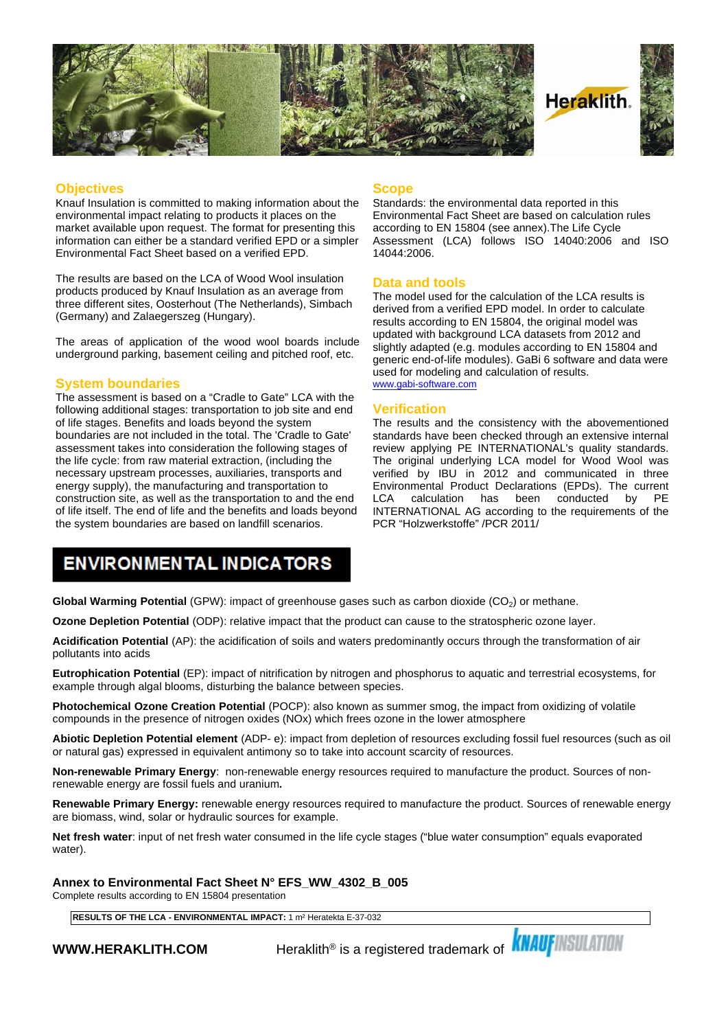## Objectives

Knauf Insulation is committed to making information about the environmental impact relating to products it places on the market available upon request. The format for presenting this information can either be a standard verified EPD or a simpler Environmental Fact Sheet based on a verified EPD.

The results are based on the LCA of Wood Wool insulation products produced by Knauf Insulation as an average from three different sites, Oosterhout (The Netherlands), Simbach (Germany) and Zalaegerszeg (Hungary).

The areas of application of the wood wool boards include underground parking, basement ceiling and pitched roof, etc.

## System boundaries

The assessment is based on a "Cradle to Gate" LCA with the following additional stages: transportation to job site and end of life stages. Benefits and loads beyond the system boundaries are not included in the total. The 'Cradle to Gate' assessment takes into consideration the following stages of the life cycle: from raw material extraction, (including the necessary upstream processes, auxiliaries, transports and energy supply), the manufacturing and transportation to construction site, as well as the transportation to and the end of life itself. The end of life and the benefits and loads beyond the system boundaries are based on landfill scenarios.

## Scope

Standards: the environmental data reported in this Environmental Fact Sheet are based on calculation rules according to EN 15804 (see annex).The Life Cycle Assessment (LCA) follows ISO 14040:2006 and ISO 14044:2006.

## Data and tools

The model used for the calculation of the LCA results is derived from a verified EPD model. In order to calculate results according to EN 15804, the original model was updated with background LCA datasets from 2012 and slightly adapted (e.g. modules according to EN 15804 and generic end-of-life modules). GaBi 6 software and data were used for modeling and calculation of results.
www.gabi-software.com

## Verification

The results and the consistency with the abovementioned standards have been checked through an extensive internal review applying PE INTERNATIONAL's quality standards. The original underlying LCA model for Wood Wool was verified by IBU in 2012 and communicated in three Environmental Product Declarations (EPDs). The current LCA calculation has been conducted by PE INTERNATIONAL AG according to the requirements of the PCR "Holzwerkstoffe" /PCR 2011/

# ENVIRONMENTAL INDICATORS

**Global Warming Potential** (GPW): impact of greenhouse gases such as carbon dioxide ($CO_2$) or methane.

**Ozone Depletion Potential** (ODP): relative impact that the product can cause to the stratospheric ozone layer.

**Acidification Potential** (AP): the acidification of soils and waters predominantly occurs through the transformation of air pollutants into acids

**Eutrophication Potential** (EP): impact of nitrification by nitrogen and phosphorus to aquatic and terrestrial ecosystems, for example through algal blooms, disturbing the balance between species.

**Photochemical Ozone Creation Potential** (POCP): also known as summer smog, the impact from oxidizing of volatile compounds in the presence of nitrogen oxides (NOx) which frees ozone in the lower atmosphere

**Abiotic Depletion Potential element** (ADP- e): impact from depletion of resources excluding fossil fuel resources (such as oil or natural gas) expressed in equivalent antimony so to take into account scarcity of resources.

**Non-renewable Primary Energy**: non-renewable energy resources required to manufacture the product. Sources of non-renewable energy are fossil fuels and uranium**.**

**Renewable Primary Energy:** renewable energy resources required to manufacture the product. Sources of renewable energy are biomass, wind, solar or hydraulic sources for example.

**Net fresh water**: input of net fresh water consumed in the life cycle stages ("blue water consumption" equals evaporated water).

**Annex to Environmental Fact Sheet N° EFS_WW_4302_B_005**

Complete results according to EN 15804 presentation

| **RESULTS OF THE LCA - ENVIRONMENTAL IMPACT:** 1 m² Heratekta E-37-032 |
|---|

**WWW.HERAKLITH.COM** Heraklith® is a registered trademark of KNAUF INSULATION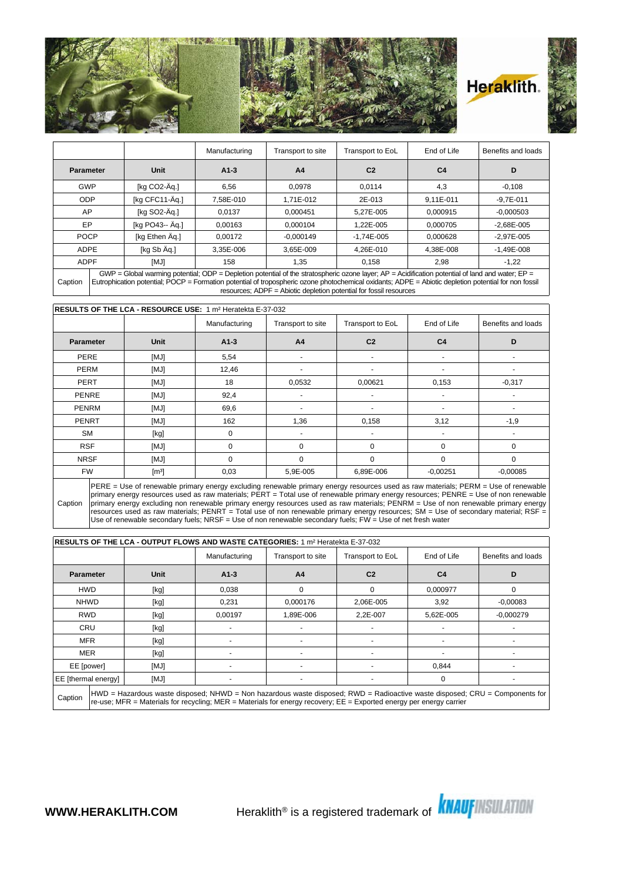| | | Manufacturing | Transport to site | Transport to EoL | End of Life | Benefits and loads |
|---|---|---|---|---|---|---|
| **Parameter** | **Unit** | **A1-3** | **A4** | **C2** | **C4** | **D** |
| GWP | [kg CO2-Äq.] | 6,56 | 0,0978 | 0,0114 | 4,3 | -0,108 |
| ODP | [kg CFC11-Äq.] | 7,58E-010 | 1,71E-012 | 2E-013 | 9,11E-011 | -9,7E-011 |
| AP | [kg SO2-Äq.] | 0,0137 | 0,000451 | 5,27E-005 | 0,000915 | -0,000503 |
| EP | [kg PO43-- Äq.] | 0,00163 | 0,000104 | 1,22E-005 | 0,000705 | -2,68E-005 |
| POCP | [kg Ethen Äq.] | 0,00172 | -0,000149 | -1,74E-005 | 0,000628 | -2,97E-005 |
| ADPE | [kg Sb Äq.] | 3,35E-006 | 3,65E-009 | 4,26E-010 | 4,38E-008 | -1,49E-008 |
| ADPF | [MJ] | 158 | 1,35 | 0,158 | 2,98 | -1,22 |
| Caption | GWP = Global warming potential; ODP = Depletion potential of the stratospheric ozone layer; AP = Acidification potential of land and water; EP = Eutrophication potential; POCP = Formation potential of tropospheric ozone photochemical oxidants; ADPE = Abiotic depletion potential for non fossil resources; ADPF = Abiotic depletion potential for fossil resources | | | | | |

**RESULTS OF THE LCA - RESOURCE USE:** 1 m² Heratekta E-37-032

| | | Manufacturing | Transport to site | Transport to EoL | End of Life | Benefits and loads |
|---|---|---|---|---|---|---|
| **Parameter** | **Unit** | **A1-3** | **A4** | **C2** | **C4** | **D** |
| PERE | [MJ] | 5,54 | - | - | - | - |
| PERM | [MJ] | 12,46 | - | - | - | - |
| PERT | [MJ] | 18 | 0,0532 | 0,00621 | 0,153 | -0,317 |
| PENRE | [MJ] | 92,4 | - | - | - | - |
| PENRM | [MJ] | 69,6 | - | - | - | - |
| PENRT | [MJ] | 162 | 1,36 | 0,158 | 3,12 | -1,9 |
| SM | [kg] | 0 | - | - | - | - |
| RSF | [MJ] | 0 | 0 | 0 | 0 | 0 |
| NRSF | [MJ] | 0 | 0 | 0 | 0 | 0 |
| FW | [m³] | 0,03 | 5,9E-005 | 6,89E-006 | -0,00251 | -0,00085 |
| Caption | PERE = Use of renewable primary energy excluding renewable primary energy resources used as raw materials; PERM = Use of renewable primary energy resources used as raw materials; PERT = Total use of renewable primary energy resources; PENRE = Use of non renewable primary energy excluding non renewable primary energy resources used as raw materials; PENRM = Use of non renewable primary energy resources used as raw materials; PENRT = Total use of non renewable primary energy resources; SM = Use of secondary material; RSF = Use of renewable secondary fuels; NRSF = Use of non renewable secondary fuels; FW = Use of net fresh water | | | | | |

**RESULTS OF THE LCA - OUTPUT FLOWS AND WASTE CATEGORIES:** 1 m² Heratekta E-37-032

| | | Manufacturing | Transport to site | Transport to EoL | End of Life | Benefits and loads |
|---|---|---|---|---|---|---|
| **Parameter** | **Unit** | **A1-3** | **A4** | **C2** | **C4** | **D** |
| HWD | [kg] | 0,038 | 0 | 0 | 0,000977 | 0 |
| NHWD | [kg] | 0,231 | 0,000176 | 2,06E-005 | 3,92 | -0,00083 |
| RWD | [kg] | 0,00197 | 1,89E-006 | 2,2E-007 | 5,62E-005 | -0,000279 |
| CRU | [kg] | - | - | - | - | - |
| MFR | [kg] | - | - | - | - | - |
| MER | [kg] | - | - | - | - | - |
| EE [power] | [MJ] | - | - | - | 0,844 | - |
| EE [thermal energy] | [MJ] | - | - | - | 0 | - |
| Caption | HWD = Hazardous waste disposed; NHWD = Non hazardous waste disposed; RWD = Radioactive waste disposed; CRU = Components for re-use; MFR = Materials for recycling; MER = Materials for energy recovery; EE = Exported energy per energy carrier | | | | | |

**WWW.HERAKLITH.COM** Heraklith® is a registered trademark of KNAUF INSULATION